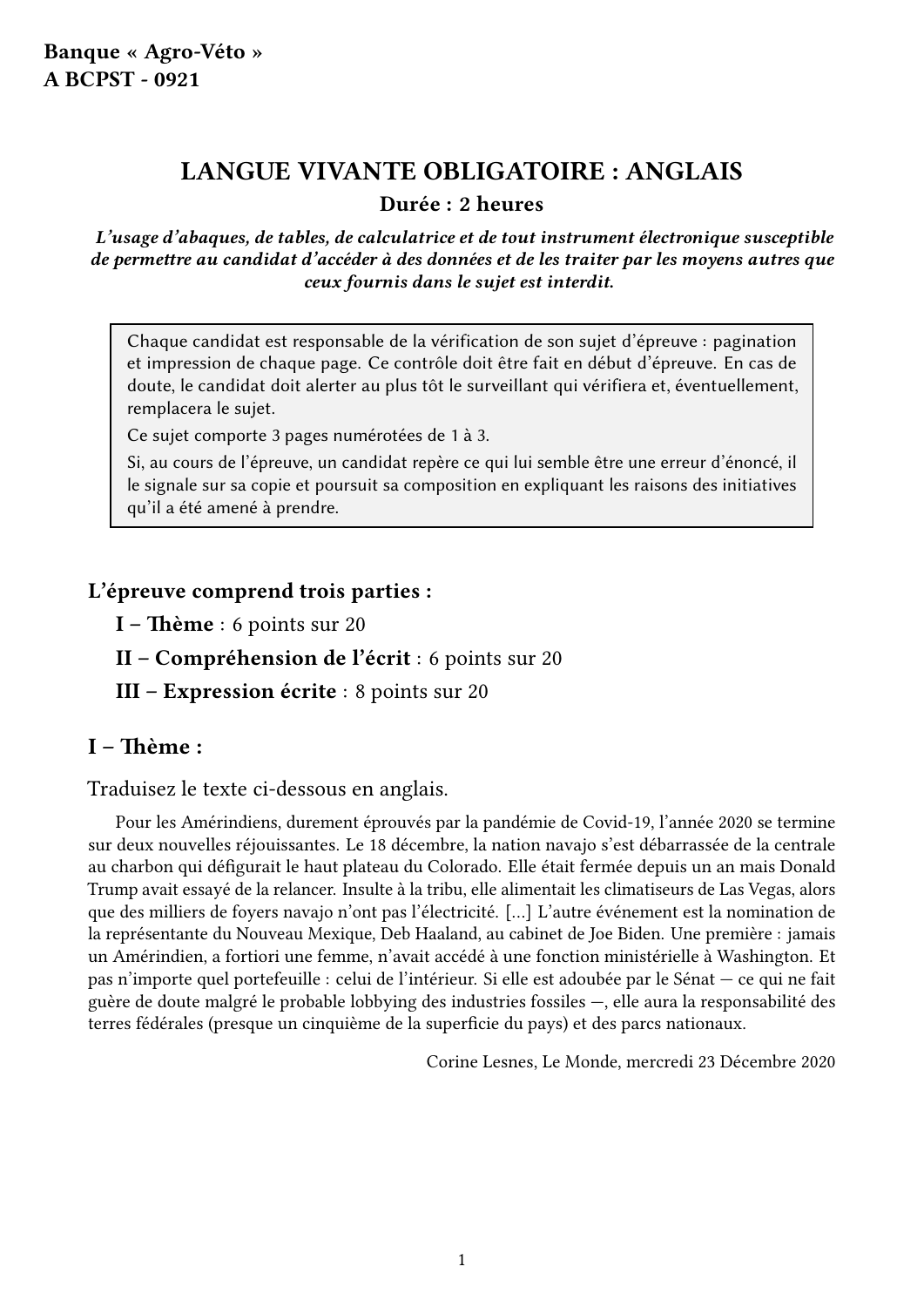**Banque « Agro-Véto »**
**A BCPST - 0921**

# LANGUE VIVANTE OBLIGATOIRE : ANGLAIS

**Durée : 2 heures**

***L'usage d'abaques, de tables, de calculatrice et de tout instrument électronique susceptible de permettre au candidat d'accéder à des données et de les traiter par les moyens autres que ceux fournis dans le sujet est interdit.***

> Chaque candidat est responsable de la vérification de son sujet d'épreuve : pagination et impression de chaque page. Ce contrôle doit être fait en début d'épreuve. En cas de doute, le candidat doit alerter au plus tôt le surveillant qui vérifiera et, éventuellement, remplacera le sujet.
>
> Ce sujet comporte 3 pages numérotées de 1 à 3.
>
> Si, au cours de l'épreuve, un candidat repère ce qui lui semble être une erreur d'énoncé, il le signale sur sa copie et poursuit sa composition en expliquant les raisons des initiatives qu'il a été amené à prendre.

## L'épreuve comprend trois parties :

- **I – Thème** : 6 points sur 20
- **II – Compréhension de l'écrit** : 6 points sur 20
- **III – Expression écrite** : 8 points sur 20

## I – Thème :

Traduisez le texte ci-dessous en anglais.

Pour les Amérindiens, durement éprouvés par la pandémie de Covid-19, l'année 2020 se termine sur deux nouvelles réjouissantes. Le 18 décembre, la nation navajo s'est débarrassée de la centrale au charbon qui défigurait le haut plateau du Colorado. Elle était fermée depuis un an mais Donald Trump avait essayé de la relancer. Insulte à la tribu, elle alimentait les climatiseurs de Las Vegas, alors que des milliers de foyers navajo n'ont pas l'électricité. [...] L'autre événement est la nomination de la représentante du Nouveau Mexique, Deb Haaland, au cabinet de Joe Biden. Une première : jamais un Amérindien, a fortiori une femme, n'avait accédé à une fonction ministérielle à Washington. Et pas n'importe quel portefeuille : celui de l'intérieur. Si elle est adoubée par le Sénat — ce qui ne fait guère de doute malgré le probable lobbying des industries fossiles —, elle aura la responsabilité des terres fédérales (presque un cinquième de la superficie du pays) et des parcs nationaux.

Corine Lesnes, Le Monde, mercredi 23 Décembre 2020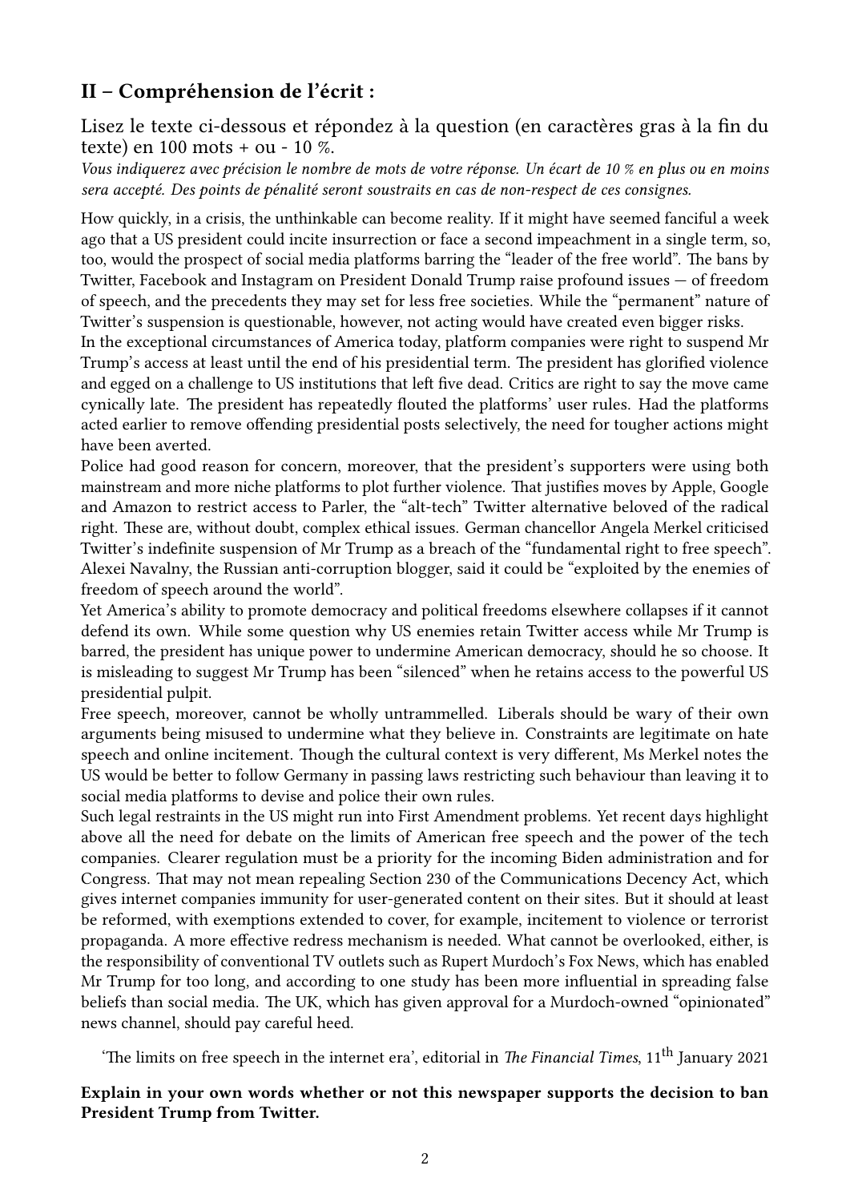## II – Compréhension de l'écrit :

Lisez le texte ci-dessous et répondez à la question (en caractères gras à la fin du texte) en 100 mots + ou - 10 %.

*Vous indiquerez avec précision le nombre de mots de votre réponse. Un écart de 10 % en plus ou en moins sera accepté. Des points de pénalité seront soustraits en cas de non-respect de ces consignes.*

How quickly, in a crisis, the unthinkable can become reality. If it might have seemed fanciful a week ago that a US president could incite insurrection or face a second impeachment in a single term, so, too, would the prospect of social media platforms barring the "leader of the free world". The bans by Twitter, Facebook and Instagram on President Donald Trump raise profound issues — of freedom of speech, and the precedents they may set for less free societies. While the "permanent" nature of Twitter's suspension is questionable, however, not acting would have created even bigger risks.

In the exceptional circumstances of America today, platform companies were right to suspend Mr Trump's access at least until the end of his presidential term. The president has glorified violence and egged on a challenge to US institutions that left five dead. Critics are right to say the move came cynically late. The president has repeatedly flouted the platforms' user rules. Had the platforms acted earlier to remove offending presidential posts selectively, the need for tougher actions might have been averted.

Police had good reason for concern, moreover, that the president's supporters were using both mainstream and more niche platforms to plot further violence. That justifies moves by Apple, Google and Amazon to restrict access to Parler, the "alt-tech" Twitter alternative beloved of the radical right. These are, without doubt, complex ethical issues. German chancellor Angela Merkel criticised Twitter's indefinite suspension of Mr Trump as a breach of the "fundamental right to free speech". Alexei Navalny, the Russian anti-corruption blogger, said it could be "exploited by the enemies of freedom of speech around the world".

Yet America's ability to promote democracy and political freedoms elsewhere collapses if it cannot defend its own. While some question why US enemies retain Twitter access while Mr Trump is barred, the president has unique power to undermine American democracy, should he so choose. It is misleading to suggest Mr Trump has been "silenced" when he retains access to the powerful US presidential pulpit.

Free speech, moreover, cannot be wholly untrammelled. Liberals should be wary of their own arguments being misused to undermine what they believe in. Constraints are legitimate on hate speech and online incitement. Though the cultural context is very different, Ms Merkel notes the US would be better to follow Germany in passing laws restricting such behaviour than leaving it to social media platforms to devise and police their own rules.

Such legal restraints in the US might run into First Amendment problems. Yet recent days highlight above all the need for debate on the limits of American free speech and the power of the tech companies. Clearer regulation must be a priority for the incoming Biden administration and for Congress. That may not mean repealing Section 230 of the Communications Decency Act, which gives internet companies immunity for user-generated content on their sites. But it should at least be reformed, with exemptions extended to cover, for example, incitement to violence or terrorist propaganda. A more effective redress mechanism is needed. What cannot be overlooked, either, is the responsibility of conventional TV outlets such as Rupert Murdoch's Fox News, which has enabled Mr Trump for too long, and according to one study has been more influential in spreading false beliefs than social media. The UK, which has given approval for a Murdoch-owned "opinionated" news channel, should pay careful heed.

'The limits on free speech in the internet era', editorial in *The Financial Times*, 11th January 2021

**Explain in your own words whether or not this newspaper supports the decision to ban President Trump from Twitter.**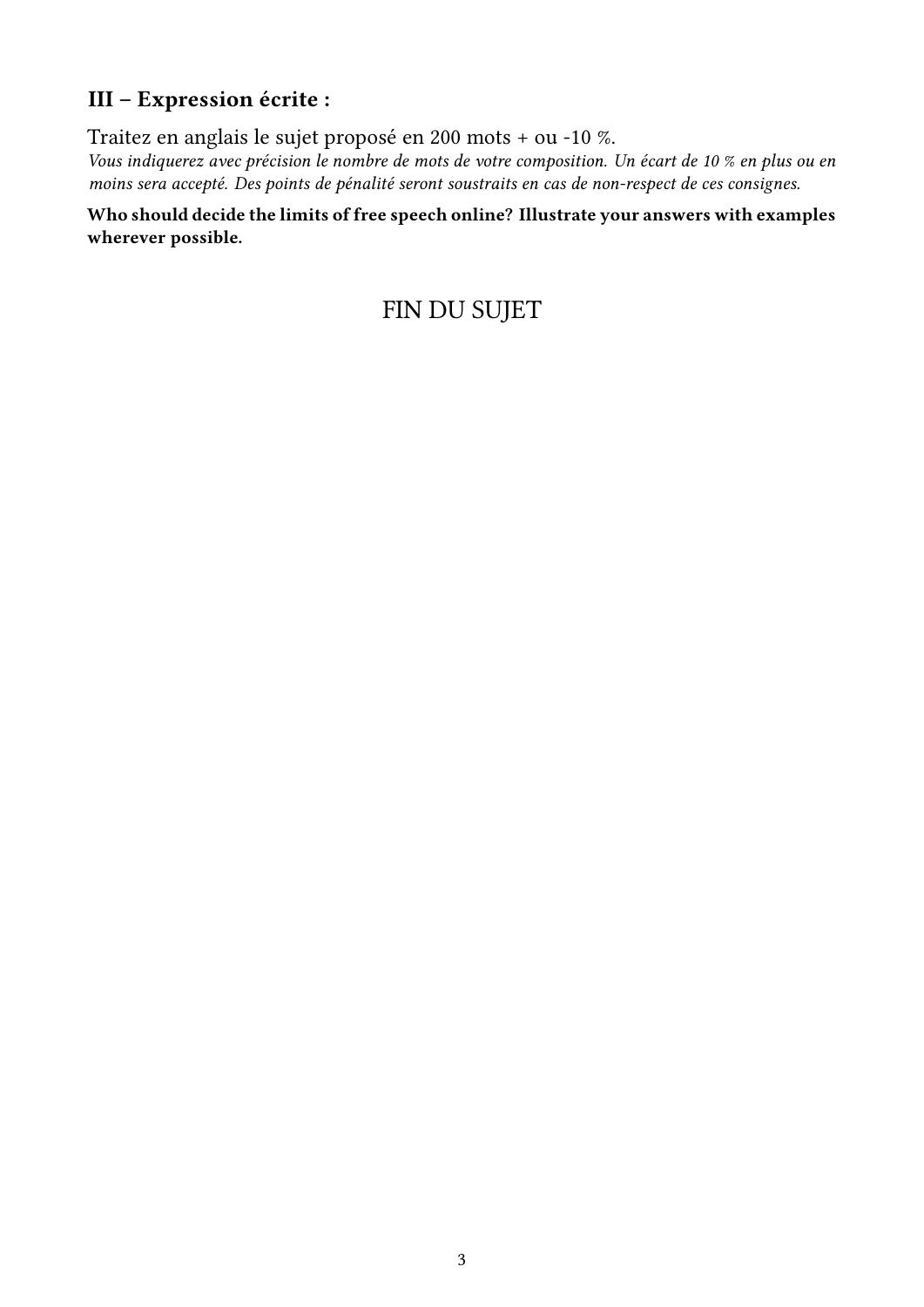## III – Expression écrite :

Traitez en anglais le sujet proposé en 200 mots + ou -10 %.

*Vous indiquerez avec précision le nombre de mots de votre composition. Un écart de 10 % en plus ou en moins sera accepté. Des points de pénalité seront soustraits en cas de non-respect de ces consignes.*

**Who should decide the limits of free speech online? Illustrate your answers with examples wherever possible.**

FIN DU SUJET